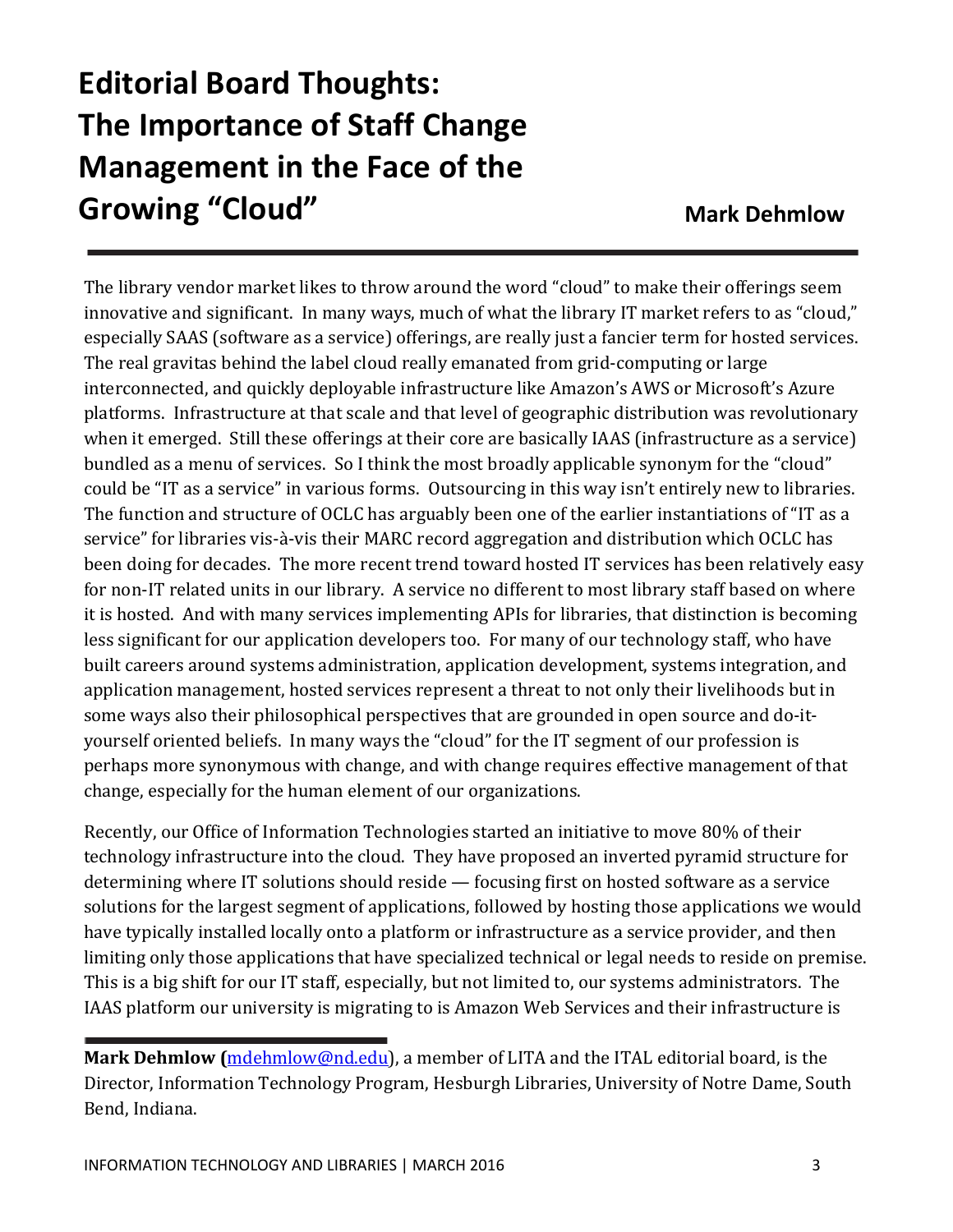# Editorial Board Thoughts: The Importance of Staff Change Management in the Face of the Growing "Cloud"

**Mark Dehmlow**

The library vendor market likes to throw around the word "cloud" to make their offerings seem innovative and significant. In many ways, much of what the library IT market refers to as "cloud," especially SAAS (software as a service) offerings, are really just a fancier term for hosted services. The real gravitas behind the label cloud really emanated from grid-computing or large interconnected, and quickly deployable infrastructure like Amazon's AWS or Microsoft's Azure platforms. Infrastructure at that scale and that level of geographic distribution was revolutionary when it emerged. Still these offerings at their core are basically IAAS (infrastructure as a service) bundled as a menu of services. So I think the most broadly applicable synonym for the "cloud" could be "IT as a service" in various forms. Outsourcing in this way isn't entirely new to libraries. The function and structure of OCLC has arguably been one of the earlier instantiations of "IT as a service" for libraries vis-à-vis their MARC record aggregation and distribution which OCLC has been doing for decades. The more recent trend toward hosted IT services has been relatively easy for non-IT related units in our library. A service no different to most library staff based on where it is hosted. And with many services implementing APIs for libraries, that distinction is becoming less significant for our application developers too. For many of our technology staff, who have built careers around systems administration, application development, systems integration, and application management, hosted services represent a threat to not only their livelihoods but in some ways also their philosophical perspectives that are grounded in open source and do-it-yourself oriented beliefs. In many ways the "cloud" for the IT segment of our profession is perhaps more synonymous with change, and with change requires effective management of that change, especially for the human element of our organizations.

Recently, our Office of Information Technologies started an initiative to move 80% of their technology infrastructure into the cloud. They have proposed an inverted pyramid structure for determining where IT solutions should reside — focusing first on hosted software as a service solutions for the largest segment of applications, followed by hosting those applications we would have typically installed locally onto a platform or infrastructure as a service provider, and then limiting only those applications that have specialized technical or legal needs to reside on premise. This is a big shift for our IT staff, especially, but not limited to, our systems administrators. The IAAS platform our university is migrating to is Amazon Web Services and their infrastructure is

---

**Mark Dehmlow (**mdehmlow@nd.edu), a member of LITA and the ITAL editorial board, is the Director, Information Technology Program, Hesburgh Libraries, University of Notre Dame, South Bend, Indiana.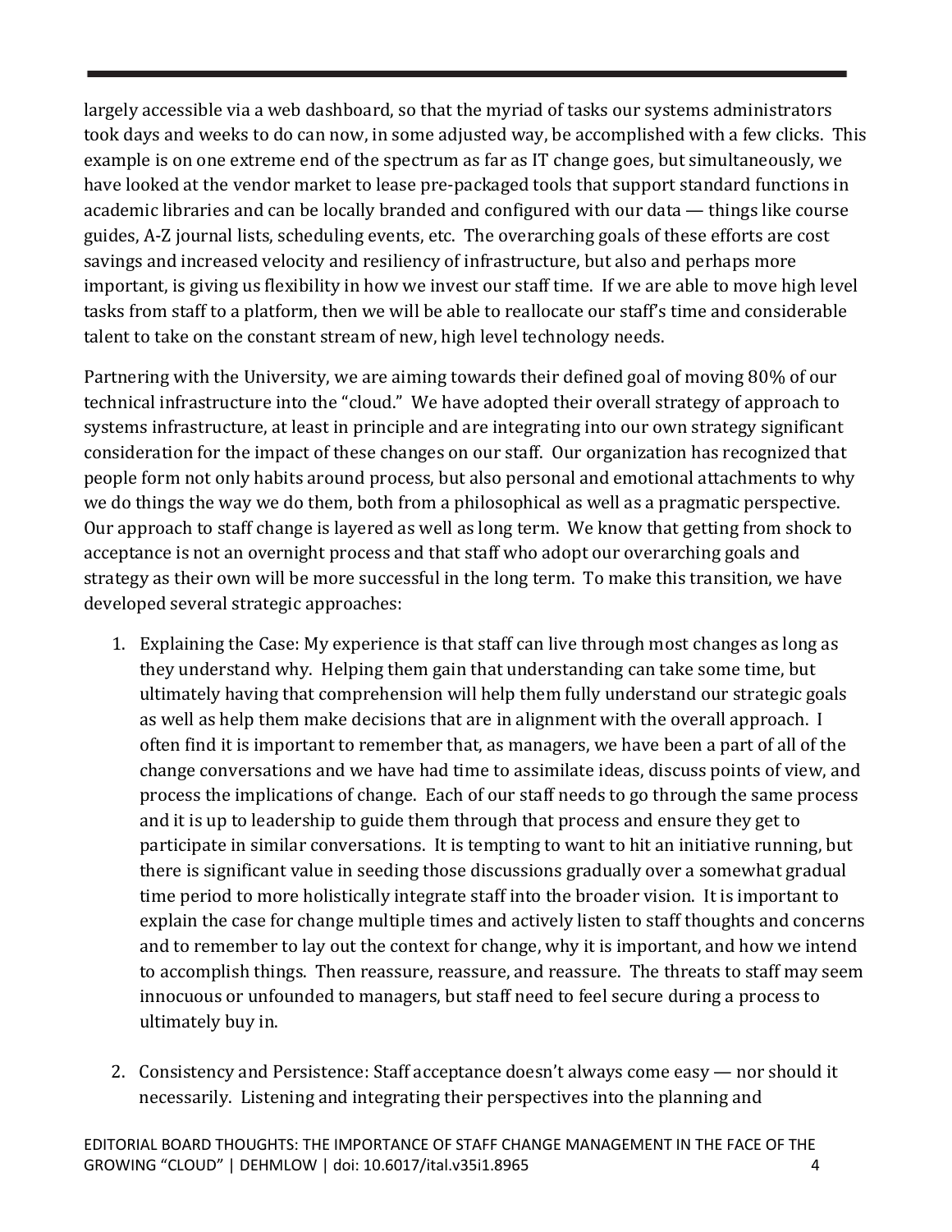largely accessible via a web dashboard, so that the myriad of tasks our systems administrators took days and weeks to do can now, in some adjusted way, be accomplished with a few clicks. This example is on one extreme end of the spectrum as far as IT change goes, but simultaneously, we have looked at the vendor market to lease pre-packaged tools that support standard functions in academic libraries and can be locally branded and configured with our data — things like course guides, A-Z journal lists, scheduling events, etc. The overarching goals of these efforts are cost savings and increased velocity and resiliency of infrastructure, but also and perhaps more important, is giving us flexibility in how we invest our staff time. If we are able to move high level tasks from staff to a platform, then we will be able to reallocate our staff's time and considerable talent to take on the constant stream of new, high level technology needs.

Partnering with the University, we are aiming towards their defined goal of moving 80% of our technical infrastructure into the "cloud." We have adopted their overall strategy of approach to systems infrastructure, at least in principle and are integrating into our own strategy significant consideration for the impact of these changes on our staff. Our organization has recognized that people form not only habits around process, but also personal and emotional attachments to why we do things the way we do them, both from a philosophical as well as a pragmatic perspective. Our approach to staff change is layered as well as long term. We know that getting from shock to acceptance is not an overnight process and that staff who adopt our overarching goals and strategy as their own will be more successful in the long term. To make this transition, we have developed several strategic approaches:

1. Explaining the Case: My experience is that staff can live through most changes as long as they understand why. Helping them gain that understanding can take some time, but ultimately having that comprehension will help them fully understand our strategic goals as well as help them make decisions that are in alignment with the overall approach. I often find it is important to remember that, as managers, we have been a part of all of the change conversations and we have had time to assimilate ideas, discuss points of view, and process the implications of change. Each of our staff needs to go through the same process and it is up to leadership to guide them through that process and ensure they get to participate in similar conversations. It is tempting to want to hit an initiative running, but there is significant value in seeding those discussions gradually over a somewhat gradual time period to more holistically integrate staff into the broader vision. It is important to explain the case for change multiple times and actively listen to staff thoughts and concerns and to remember to lay out the context for change, why it is important, and how we intend to accomplish things. Then reassure, reassure, and reassure. The threats to staff may seem innocuous or unfounded to managers, but staff need to feel secure during a process to ultimately buy in.

2. Consistency and Persistence: Staff acceptance doesn't always come easy — nor should it necessarily. Listening and integrating their perspectives into the planning and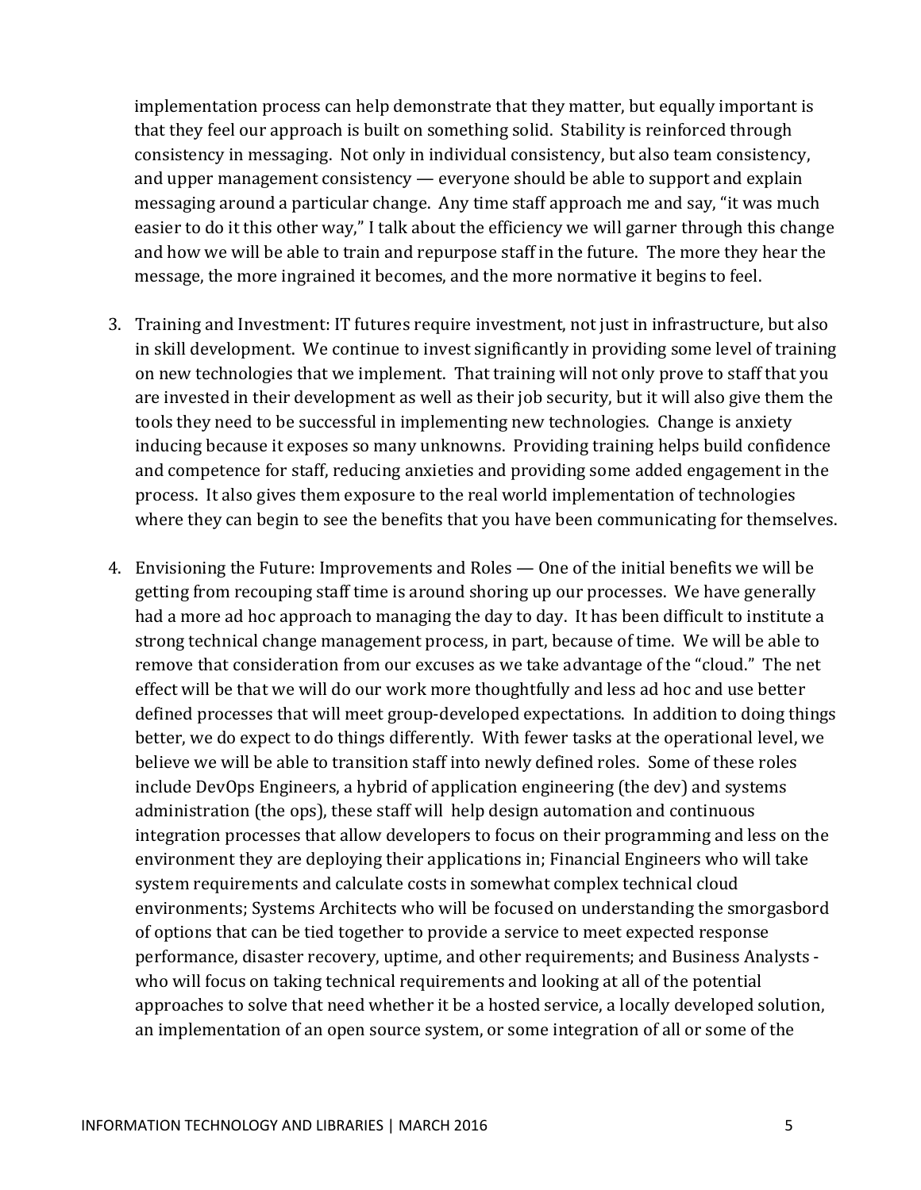implementation process can help demonstrate that they matter, but equally important is that they feel our approach is built on something solid. Stability is reinforced through consistency in messaging. Not only in individual consistency, but also team consistency, and upper management consistency — everyone should be able to support and explain messaging around a particular change. Any time staff approach me and say, "it was much easier to do it this other way," I talk about the efficiency we will garner through this change and how we will be able to train and repurpose staff in the future. The more they hear the message, the more ingrained it becomes, and the more normative it begins to feel.

3. Training and Investment: IT futures require investment, not just in infrastructure, but also in skill development. We continue to invest significantly in providing some level of training on new technologies that we implement. That training will not only prove to staff that you are invested in their development as well as their job security, but it will also give them the tools they need to be successful in implementing new technologies. Change is anxiety inducing because it exposes so many unknowns. Providing training helps build confidence and competence for staff, reducing anxieties and providing some added engagement in the process. It also gives them exposure to the real world implementation of technologies where they can begin to see the benefits that you have been communicating for themselves.

4. Envisioning the Future: Improvements and Roles — One of the initial benefits we will be getting from recouping staff time is around shoring up our processes. We have generally had a more ad hoc approach to managing the day to day. It has been difficult to institute a strong technical change management process, in part, because of time. We will be able to remove that consideration from our excuses as we take advantage of the "cloud." The net effect will be that we will do our work more thoughtfully and less ad hoc and use better defined processes that will meet group-developed expectations. In addition to doing things better, we do expect to do things differently. With fewer tasks at the operational level, we believe we will be able to transition staff into newly defined roles. Some of these roles include DevOps Engineers, a hybrid of application engineering (the dev) and systems administration (the ops), these staff will help design automation and continuous integration processes that allow developers to focus on their programming and less on the environment they are deploying their applications in; Financial Engineers who will take system requirements and calculate costs in somewhat complex technical cloud environments; Systems Architects who will be focused on understanding the smorgasbord of options that can be tied together to provide a service to meet expected response performance, disaster recovery, uptime, and other requirements; and Business Analysts - who will focus on taking technical requirements and looking at all of the potential approaches to solve that need whether it be a hosted service, a locally developed solution, an implementation of an open source system, or some integration of all or some of the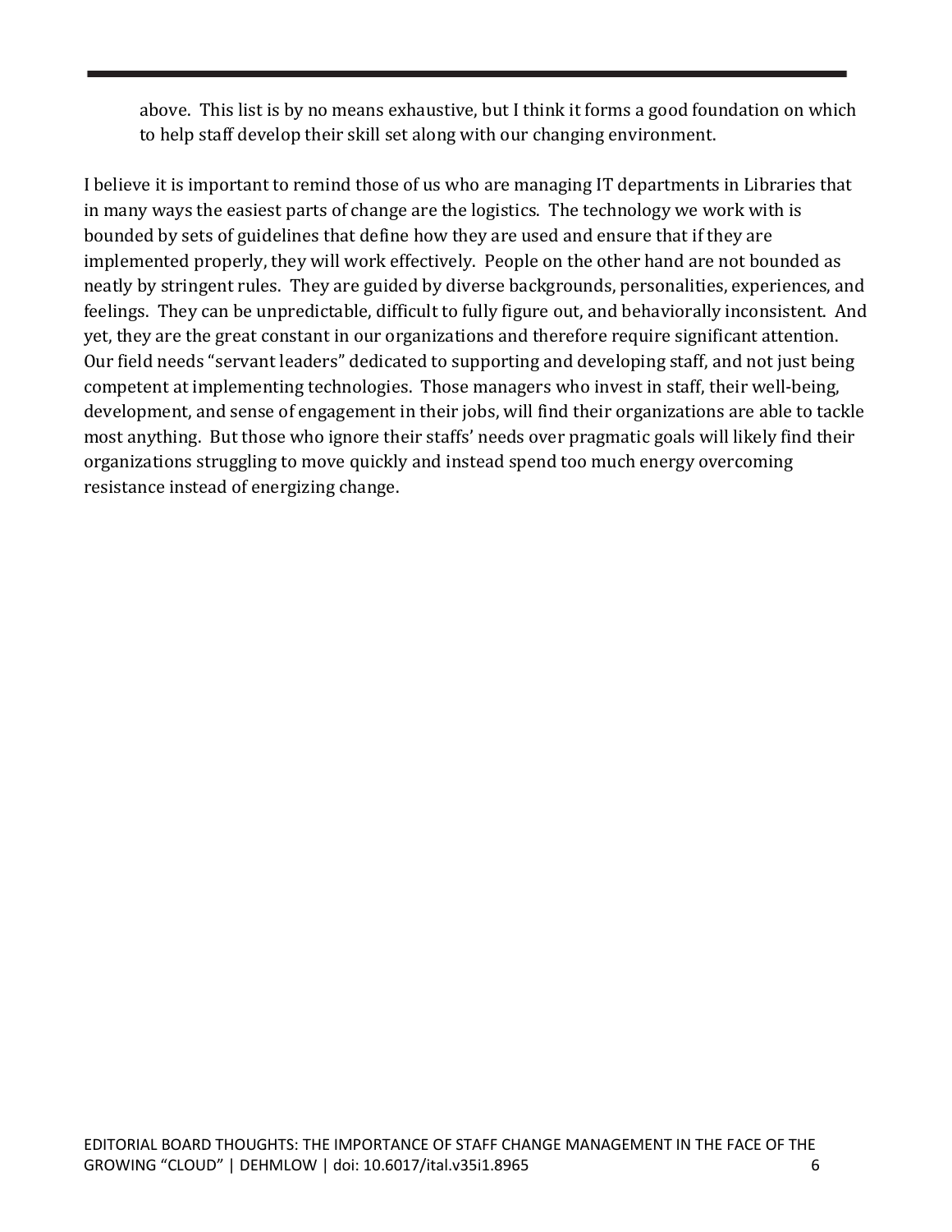above. This list is by no means exhaustive, but I think it forms a good foundation on which to help staff develop their skill set along with our changing environment.

I believe it is important to remind those of us who are managing IT departments in Libraries that in many ways the easiest parts of change are the logistics. The technology we work with is bounded by sets of guidelines that define how they are used and ensure that if they are implemented properly, they will work effectively. People on the other hand are not bounded as neatly by stringent rules. They are guided by diverse backgrounds, personalities, experiences, and feelings. They can be unpredictable, difficult to fully figure out, and behaviorally inconsistent. And yet, they are the great constant in our organizations and therefore require significant attention. Our field needs "servant leaders" dedicated to supporting and developing staff, and not just being competent at implementing technologies. Those managers who invest in staff, their well-being, development, and sense of engagement in their jobs, will find their organizations are able to tackle most anything. But those who ignore their staffs' needs over pragmatic goals will likely find their organizations struggling to move quickly and instead spend too much energy overcoming resistance instead of energizing change.